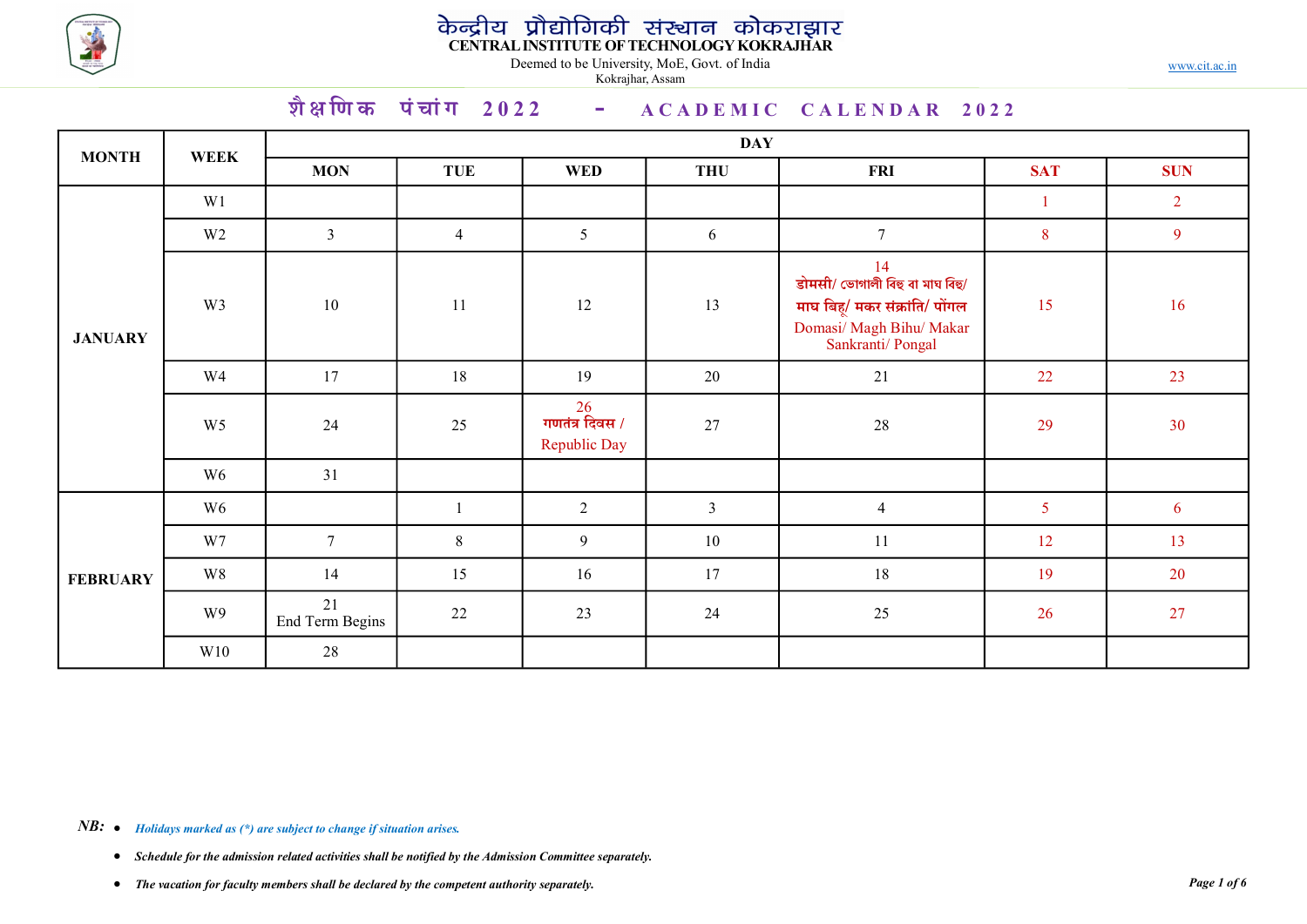# केन्द्रीय प्रौद्योगिकी संस्थान कोकराझार
**CENTRAL INSTITUTE OF TECHNOLOGY KOKRAJHAR**

Deemed to be University, MoE, Govt. of India
Kokrajhar, Assam

www.cit.ac.in

## शैक्षणिक पंचांग 2022 - ACADEMIC CALENDAR 2022

| MONTH | WEEK | DAY | | | | | | |
|---|---|---|---|---|---|---|---|---|
| | | MON | TUE | WED | THU | FRI | SAT | SUN |
| JANUARY | W1 | | | | | | 1 | 2 |
| | W2 | 3 | 4 | 5 | 6 | 7 | 8 | 9 |
| | W3 | 10 | 11 | 12 | 13 | 14 डोमसी/ ভোগালী বিহু বা মাঘ বিহু/ माघ बिहू/ मकर संक्रांति/ पोंगल Domasi/ Magh Bihu/ Makar Sankranti/ Pongal | 15 | 16 |
| | W4 | 17 | 18 | 19 | 20 | 21 | 22 | 23 |
| | W5 | 24 | 25 | 26 गणतंत्र दिवस / Republic Day | 27 | 28 | 29 | 30 |
| | W6 | 31 | | | | | | |
| FEBRUARY | W6 | | 1 | 2 | 3 | 4 | 5 | 6 |
| | W7 | 7 | 8 | 9 | 10 | 11 | 12 | 13 |
| | W8 | 14 | 15 | 16 | 17 | 18 | 19 | 20 |
| | W9 | 21 End Term Begins | 22 | 23 | 24 | 25 | 26 | 27 |
| | W10 | 28 | | | | | | |

*NB:*

- *Holidays marked as (*) are subject to change if situation arises.*
- *Schedule for the admission related activities shall be notified by the Admission Committee separately.*
- *The vacation for faculty members shall be declared by the competent authority separately.*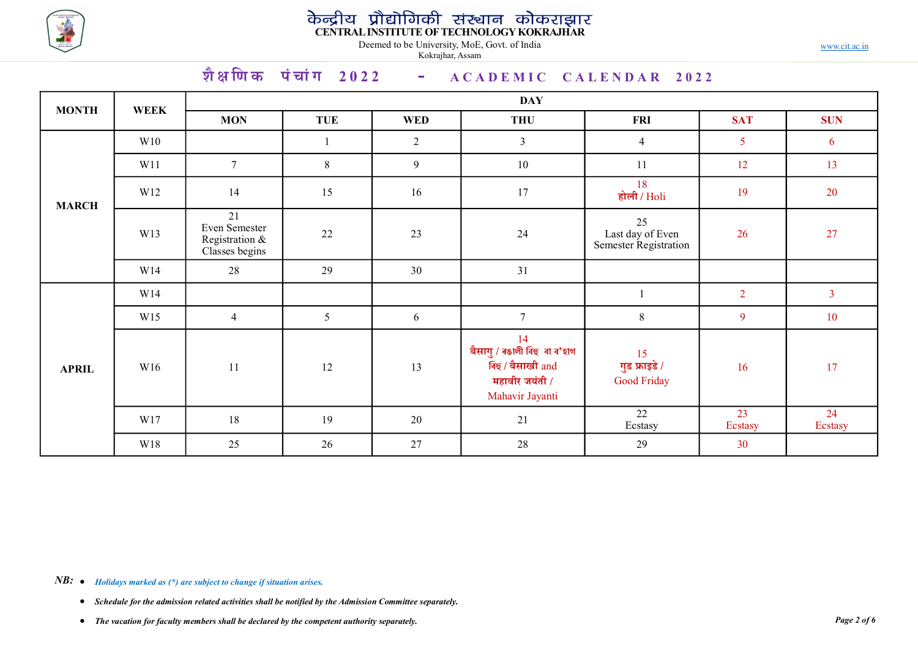# केन्द्रीय प्रौद्योगिकी संस्थान कोकराझार
**CENTRAL INSTITUTE OF TECHNOLOGY KOKRAJHAR**

Deemed to be University, MoE, Govt. of India
Kokrajhar, Assam

www.cit.ac.in

## शैक्षणिक पंचांग 2022 - ACADEMIC CALENDAR 2022

| MONTH | WEEK | DAY | | | | | | |
|---|---|---|---|---|---|---|---|---|
| | | MON | TUE | WED | THU | FRI | SAT | SUN |
| MARCH | W10 | | 1 | 2 | 3 | 4 | 5 | 6 |
| | W11 | 7 | 8 | 9 | 10 | 11 | 12 | 13 |
| | W12 | 14 | 15 | 16 | 17 | 18 होली / Holi | 19 | 20 |
| | W13 | 21 Even Semester Registration & Classes begins | 22 | 23 | 24 | 25 Last day of Even Semester Registration | 26 | 27 |
| | W14 | 28 | 29 | 30 | 31 | | | |
| APRIL | W14 | | | | | 1 | 2 | 3 |
| | W15 | 4 | 5 | 6 | 7 | 8 | 9 | 10 |
| | W16 | 11 | 12 | 13 | 14 बैसागु / ৰঙালী বিহু বা ব'হাগ বিহু / बैसाखी and महावीर जयंती / Mahavir Jayanti | 15 गुड फ्राइडे / Good Friday | 16 | 17 |
| | W17 | 18 | 19 | 20 | 21 | 22 Ecstasy | 23 Ecstasy | 24 Ecstasy |
| | W18 | 25 | 26 | 27 | 28 | 29 | 30 | |

***NB:***
- ***Holidays marked as (*) are subject to change if situation arises.***
- ***Schedule for the admission related activities shall be notified by the Admission Committee separately.***
- ***The vacation for faculty members shall be declared by the competent authority separately.***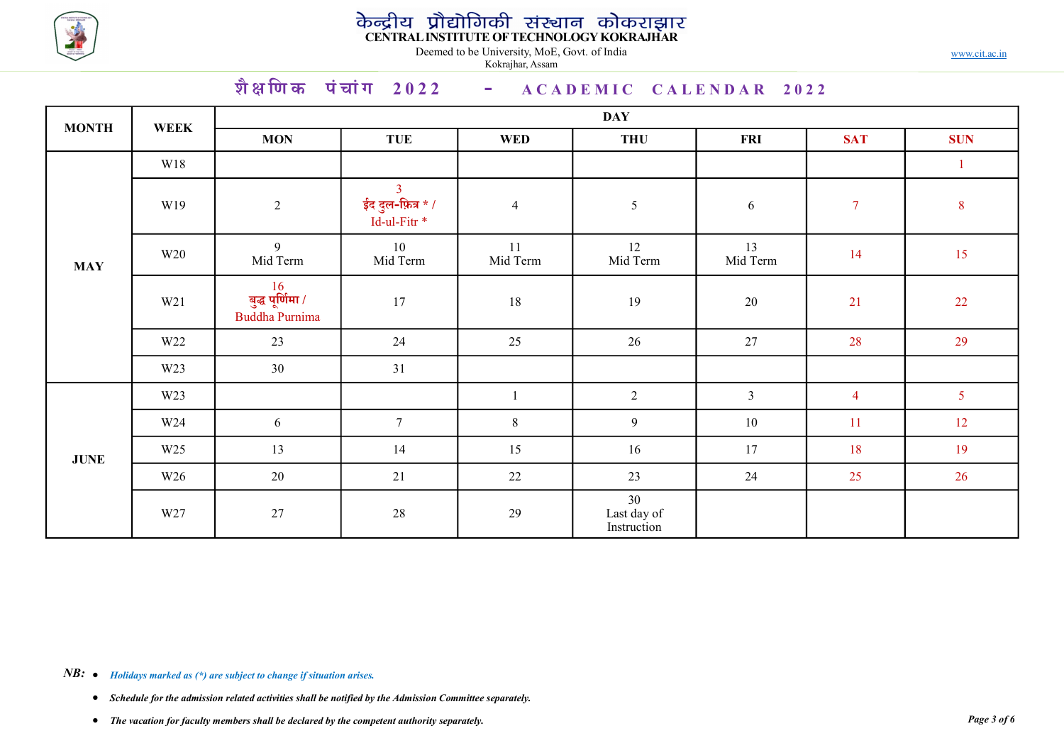# केन्द्रीय प्रौद्योगिकी संस्थान कोकराझार
## CENTRAL INSTITUTE OF TECHNOLOGY KOKRAJHAR

Deemed to be University, MoE, Govt. of India
Kokrajhar, Assam

www.cit.ac.in

## शैक्षणिक पंचांग 2022 - ACADEMIC CALENDAR 2022

| MONTH | WEEK | DAY | | | | | | |
|---|---|---|---|---|---|---|---|---|
| | | MON | TUE | WED | THU | FRI | SAT | SUN |
| MAY | W18 | | | | | | | 1 |
| | W19 | 2 | 3 ईद दुल-फित्र * / Id-ul-Fitr * | 4 | 5 | 6 | 7 | 8 |
| | W20 | 9 Mid Term | 10 Mid Term | 11 Mid Term | 12 Mid Term | 13 Mid Term | 14 | 15 |
| | W21 | 16 बुद्ध पूर्णिमा / Buddha Purnima | 17 | 18 | 19 | 20 | 21 | 22 |
| | W22 | 23 | 24 | 25 | 26 | 27 | 28 | 29 |
| | W23 | 30 | 31 | | | | | |
| JUNE | W23 | | | 1 | 2 | 3 | 4 | 5 |
| | W24 | 6 | 7 | 8 | 9 | 10 | 11 | 12 |
| | W25 | 13 | 14 | 15 | 16 | 17 | 18 | 19 |
| | W26 | 20 | 21 | 22 | 23 | 24 | 25 | 26 |
| | W27 | 27 | 28 | 29 | 30 Last day of Instruction | | | |

***NB:***

- *Holidays marked as (*) are subject to change if situation arises.*
- ***Schedule for the admission related activities shall be notified by the Admission Committee separately.***
- ***The vacation for faculty members shall be declared by the competent authority separately.***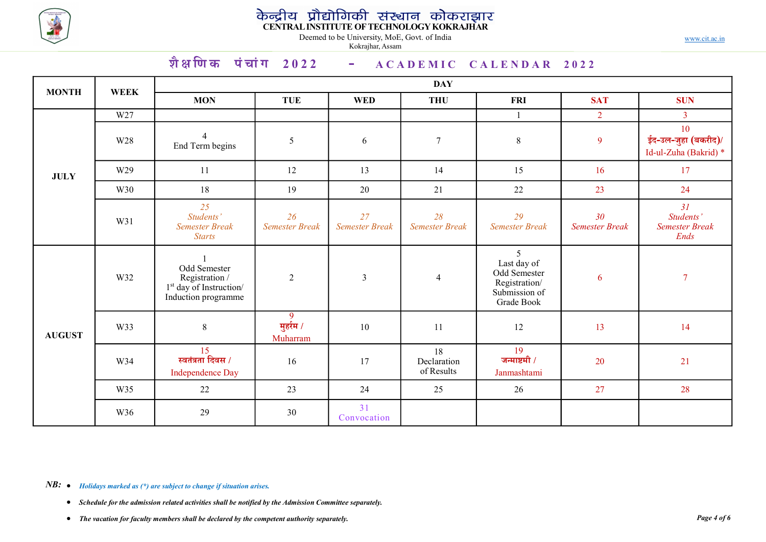# केन्द्रीय प्रौद्योगिकी संस्थान कोकराझार
**CENTRAL INSTITUTE OF TECHNOLOGY KOKRAJHAR**

Deemed to be University, MoE, Govt. of India

Kokrajhar, Assam

www.cit.ac.in

## शैक्षणिक पंचांग 2022 - ACADEMIC CALENDAR 2022

| MONTH | WEEK | MON | TUE | WED | THU | FRI | SAT | SUN |
|---|---|---|---|---|---|---|---|---|
| JULY | W27 | | | | | 1 | 2 | 3 |
| | W28 | 4 End Term begins | 5 | 6 | 7 | 8 | 9 | 10 ईद-उल-जुहा (बकरीद)/ Id-ul-Zuha (Bakrid) * |
| | W29 | 11 | 12 | 13 | 14 | 15 | 16 | 17 |
| | W30 | 18 | 19 | 20 | 21 | 22 | 23 | 24 |
| | W31 | *25 Students' Semester Break Starts* | *26 Semester Break* | *27 Semester Break* | *28 Semester Break* | *29 Semester Break* | *30 Semester Break* | *31 Students' Semester Break Ends* |
| AUGUST | W32 | 1 Odd Semester Registration / 1st day of Instruction/ Induction programme | 2 | 3 | 4 | 5 Last day of Odd Semester Registration/ Submission of Grade Book | 6 | 7 |
| | W33 | 8 | 9 मुहर्रम / Muharram | 10 | 11 | 12 | 13 | 14 |
| | W34 | 15 स्वतंत्रता दिवस / Independence Day | 16 | 17 | 18 Declaration of Results | 19 जन्माष्टमी / Janmashtami | 20 | 21 |
| | W35 | 22 | 23 | 24 | 25 | 26 | 27 | 28 |
| | W36 | 29 | 30 | 31 Convocation | | | | |

**NB:**

- ***Holidays marked as (*) are subject to change if situation arises.***
- ***Schedule for the admission related activities shall be notified by the Admission Committee separately.***
- ***The vacation for faculty members shall be declared by the competent authority separately.***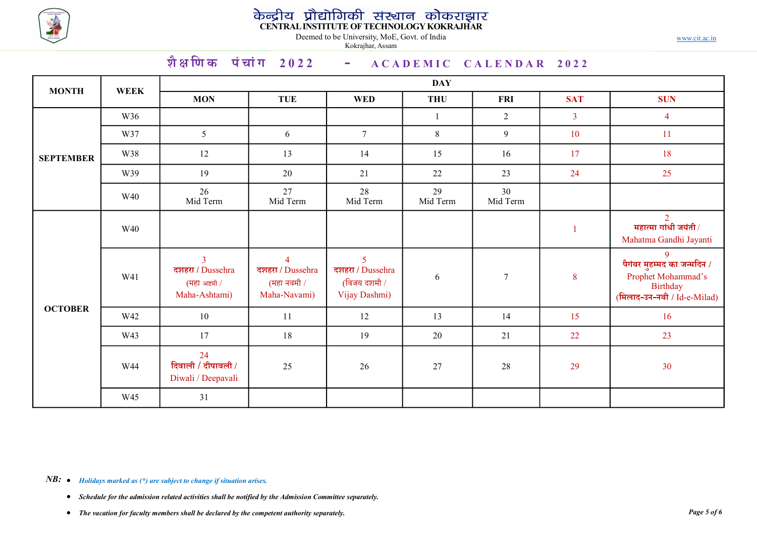# केन्द्रीय प्रौद्योगिकी संस्थान कोकराझार
## CENTRAL INSTITUTE OF TECHNOLOGY KOKRAJHAR

Deemed to be University, MoE, Govt. of India
Kokrajhar, Assam

www.cit.ac.in

## शैक्षणिक पंचांग 2022 - ACADEMIC CALENDAR 2022

| MONTH | WEEK | DAY | | | | | | |
|---|---|---|---|---|---|---|---|---|
| | | MON | TUE | WED | THU | FRI | SAT | SUN |
| SEPTEMBER | W36 | | | | 1 | 2 | 3 | 4 |
| | W37 | 5 | 6 | 7 | 8 | 9 | 10 | 11 |
| | W38 | 12 | 13 | 14 | 15 | 16 | 17 | 18 |
| | W39 | 19 | 20 | 21 | 22 | 23 | 24 | 25 |
| | W40 | 26 Mid Term | 27 Mid Term | 28 Mid Term | 29 Mid Term | 30 Mid Term | | |
| OCTOBER | W40 | | | | | | 1 | 2 महात्मा गांधी जयंती / Mahatma Gandhi Jayanti |
| | W41 | 3 दशहरा / Dussehra (महा अष्टमी / Maha-Ashtami) | 4 दशहरा / Dussehra (महा नवमी / Maha-Navami) | 5 दशहरा / Dussehra (विजय दशमी / Vijay Dashmi) | 6 | 7 | 8 | 9 पैगंबर मुहम्मद का जन्मदिन / Prophet Mohammad's Birthday (मिलाद-उन-नबी / Id-e-Milad) |
| | W42 | 10 | 11 | 12 | 13 | 14 | 15 | 16 |
| | W43 | 17 | 18 | 19 | 20 | 21 | 22 | 23 |
| | W44 | 24 दिवाली / दीपावली / Diwali / Deepavali | 25 | 26 | 27 | 28 | 29 | 30 |
| | W45 | 31 | | | | | | |

***NB:***

- *Holidays marked as (*) are subject to change if situation arises.*
- *Schedule for the admission related activities shall be notified by the Admission Committee separately.*
- *The vacation for faculty members shall be declared by the competent authority separately.*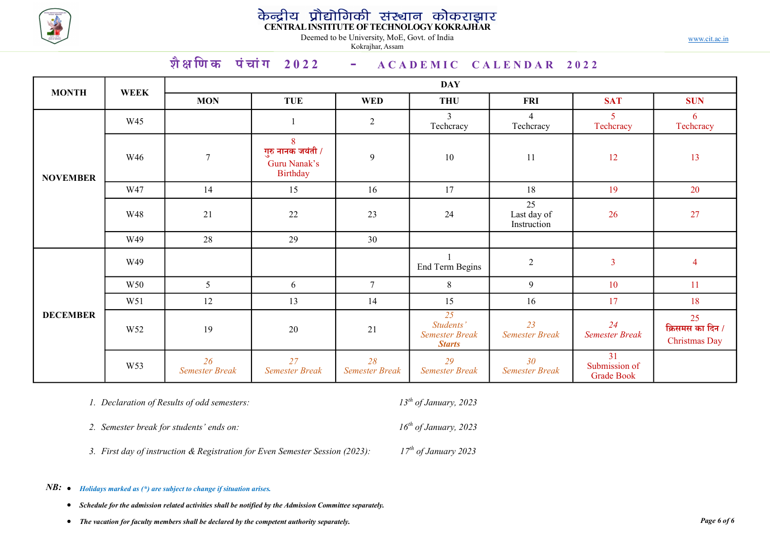# केन्द्रीय प्रौद्योगिकी संस्थान कोकराझार

**CENTRAL INSTITUTE OF TECHNOLOGY KOKRAJHAR**

Deemed to be University, MoE, Govt. of India

Kokrajhar, Assam

www.cit.ac.in

## शैक्षणिक पंचांग 2022 - ACADEMIC CALENDAR 2022

| MONTH | WEEK | DAY | | | | | | |
|---|---|---|---|---|---|---|---|---|
| | | MON | TUE | WED | THU | FRI | SAT | SUN |
| NOVEMBER | W45 | | 1 | 2 | 3 Techcracy | 4 Techcracy | 5 Techcracy | 6 Techcracy |
| | W46 | 7 | 8 गुरु नानक जयंती / Guru Nanak's Birthday | 9 | 10 | 11 | 12 | 13 |
| | W47 | 14 | 15 | 16 | 17 | 18 | 19 | 20 |
| | W48 | 21 | 22 | 23 | 24 | 25 Last day of Instruction | 26 | 27 |
| | W49 | 28 | 29 | 30 | | | | |
| DECEMBER | W49 | | | | 1 End Term Begins | 2 | 3 | 4 |
| | W50 | 5 | 6 | 7 | 8 | 9 | 10 | 11 |
| | W51 | 12 | 13 | 14 | 15 | 16 | 17 | 18 |
| | W52 | 19 | 20 | 21 | *25 Students' Semester Break **Starts*** | *23 Semester Break* | *24 Semester Break* | 25 क्रिसमस का दिन / Christmas Day |
| | W53 | *26 Semester Break* | *27 Semester Break* | *28 Semester Break* | *29 Semester Break* | *30 Semester Break* | 31 Submission of Grade Book | |

1. *Declaration of Results of odd semesters:* *13th of January, 2023*
2. *Semester break for students' ends on:* *16th of January, 2023*
3. *First day of instruction & Registration for Even Semester Session (2023):* *17th of January 2023*

***NB:***

- ***Holidays marked as (*) are subject to change if situation arises.***
- ***Schedule for the admission related activities shall be notified by the Admission Committee separately.***
- ***The vacation for faculty members shall be declared by the competent authority separately.***